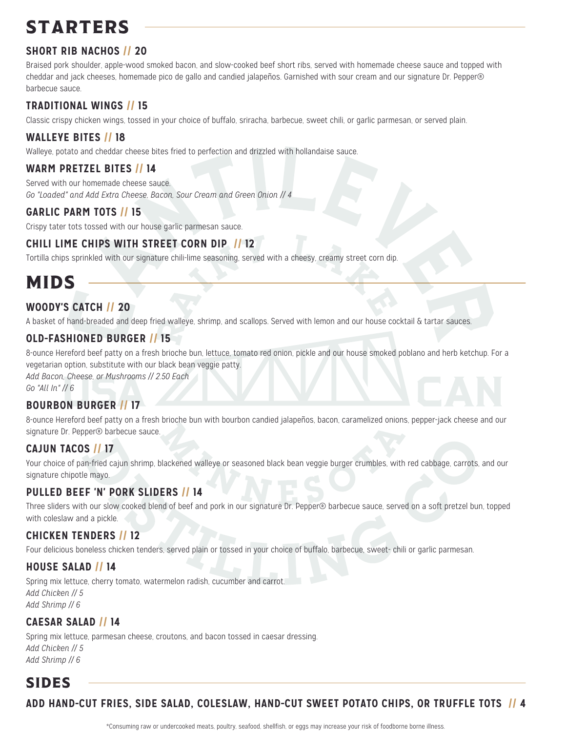# STARTERS

### SHORT RIB NACHOS // 20

Braised pork shoulder, apple-wood smoked bacon, and slow-cooked beef short ribs, served with homemade cheese sauce and topped with cheddar and jack cheeses, homemade pico de gallo and candied jalapeños. Garnished with sour cream and our signature Dr. Pepper® barbecue sauce.

### TRADITIONAL WINGS // 15

Classic crispy chicken wings, tossed in your choice of buffalo, sriracha, barbecue, sweet chili, or garlic parmesan, or served plain.

### WALLEYE BITES // 18

Walleye, potato and cheddar cheese bites fried to perfection and drizzled with hollandaise sauce.

### WARM PRETZEL BITES // 14

Served with our homemade cheese sauce.
*Go "Loaded" and Add Extra Cheese, Bacon, Sour Cream and Green Onion // 4*

### GARLIC PARM TOTS // 15

Crispy tater tots tossed with our house garlic parmesan sauce.

### CHILI LIME CHIPS WITH STREET CORN DIP // 12

Tortilla chips sprinkled with our signature chili-lime seasoning, served with a cheesy, creamy street corn dip.

# MIDS

### WOODY'S CATCH // 20

A basket of hand-breaded and deep fried walleye, shrimp, and scallops. Served with lemon and our house cocktail & tartar sauces.

### OLD-FASHIONED BURGER // 15

8-ounce Hereford beef patty on a fresh brioche bun, lettuce, tomato red onion, pickle and our house smoked poblano and herb ketchup. For a vegetarian option, substitute with our black bean veggie patty.
*Add Bacon, Cheese, or Mushrooms // 2.50 Each*
*Go "All In" // 6*

### BOURBON BURGER // 17

8-ounce Hereford beef patty on a fresh brioche bun with bourbon candied jalapeños, bacon, caramelized onions, pepper-jack cheese and our signature Dr. Pepper® barbecue sauce.

### CAJUN TACOS // 17

Your choice of pan-fried cajun shrimp, blackened walleye or seasoned black bean veggie burger crumbles, with red cabbage, carrots, and our signature chipotle mayo.

### PULLED BEEF 'N' PORK SLIDERS // 14

Three sliders with our slow cooked blend of beef and pork in our signature Dr. Pepper® barbecue sauce, served on a soft pretzel bun, topped with coleslaw and a pickle.

### CHICKEN TENDERS // 12

Four delicious boneless chicken tenders, served plain or tossed in your choice of buffalo, barbecue, sweet- chili or garlic parmesan.

### HOUSE SALAD // 14

Spring mix lettuce, cherry tomato, watermelon radish, cucumber and carrot.
*Add Chicken // 5*
*Add Shrimp // 6*

### CAESAR SALAD // 14

Spring mix lettuce, parmesan cheese, croutons, and bacon tossed in caesar dressing.
*Add Chicken // 5*
*Add Shrimp // 6*

# SIDES

**ADD HAND-CUT FRIES, SIDE SALAD, COLESLAW, HAND-CUT SWEET POTATO CHIPS, OR TRUFFLE TOTS // 4**

*Consuming raw or undercooked meats, poultry, seafood, shellfish, or eggs may increase your risk of foodborne borne illness.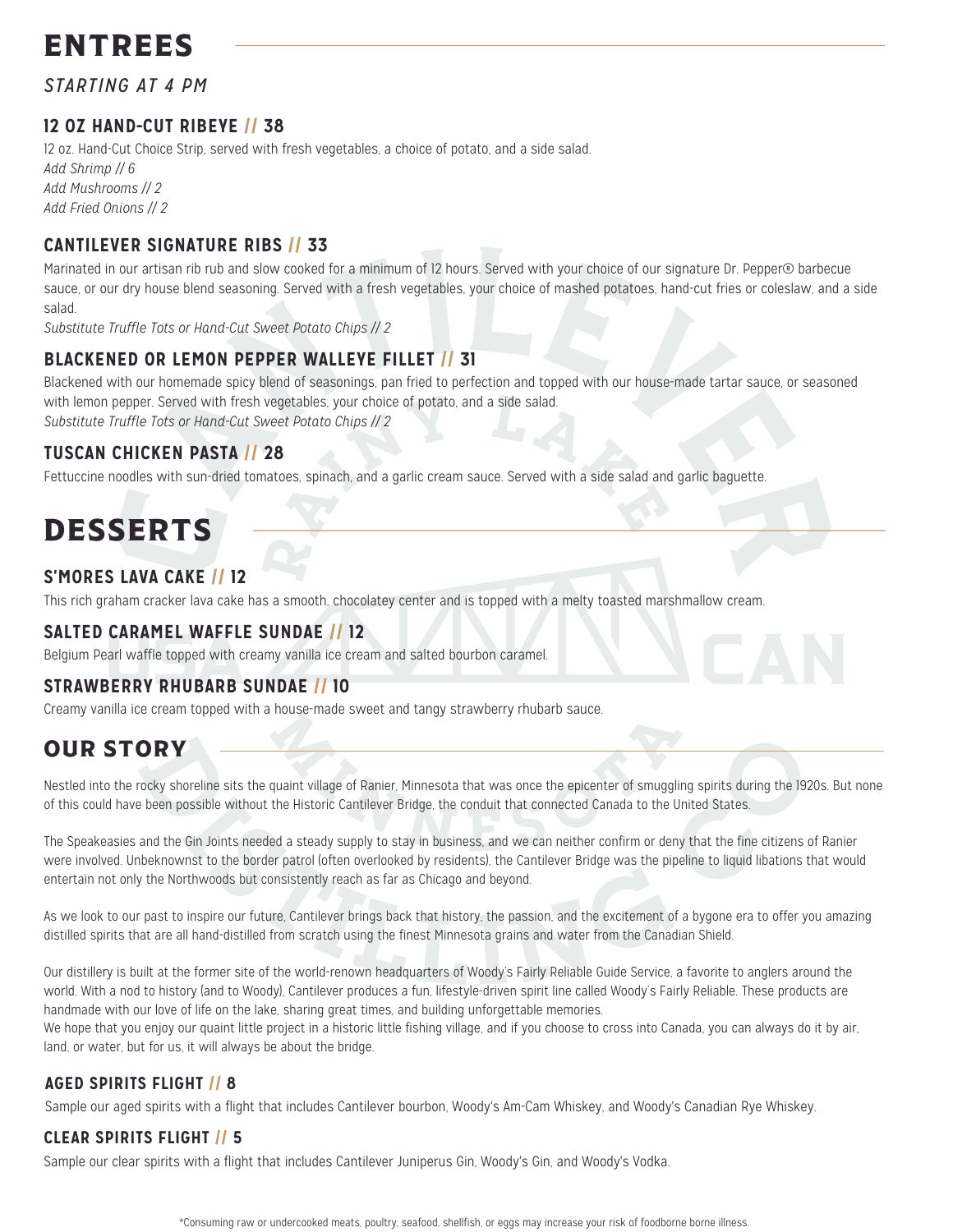# ENTREES

*STARTING AT 4 PM*

### 12 OZ HAND-CUT RIBEYE // 38

12 oz. Hand-Cut Choice Strip, served with fresh vegetables, a choice of potato, and a side salad.
*Add Shrimp // 6*
*Add Mushrooms // 2*
*Add Fried Onions // 2*

### CANTILEVER SIGNATURE RIBS // 33

Marinated in our artisan rib rub and slow cooked for a minimum of 12 hours. Served with your choice of our signature Dr. Pepper® barbecue sauce, or our dry house blend seasoning. Served with a fresh vegetables, your choice of mashed potatoes, hand-cut fries or coleslaw, and a side salad.
*Substitute Truffle Tots or Hand-Cut Sweet Potato Chips // 2*

### BLACKENED OR LEMON PEPPER WALLEYE FILLET // 31

Blackened with our homemade spicy blend of seasonings, pan fried to perfection and topped with our house-made tartar sauce, or seasoned with lemon pepper. Served with fresh vegetables, your choice of potato, and a side salad.
*Substitute Truffle Tots or Hand-Cut Sweet Potato Chips // 2*

### TUSCAN CHICKEN PASTA // 28

Fettuccine noodles with sun-dried tomatoes, spinach, and a garlic cream sauce. Served with a side salad and garlic baguette.

# DESSERTS

### S'MORES LAVA CAKE // 12

This rich graham cracker lava cake has a smooth, chocolatey center and is topped with a melty toasted marshmallow cream.

### SALTED CARAMEL WAFFLE SUNDAE // 12

Belgium Pearl waffle topped with creamy vanilla ice cream and salted bourbon caramel.

### STRAWBERRY RHUBARB SUNDAE // 10

Creamy vanilla ice cream topped with a house-made sweet and tangy strawberry rhubarb sauce.

# OUR STORY

Nestled into the rocky shoreline sits the quaint village of Ranier, Minnesota that was once the epicenter of smuggling spirits during the 1920s. But none of this could have been possible without the Historic Cantilever Bridge, the conduit that connected Canada to the United States.

The Speakeasies and the Gin Joints needed a steady supply to stay in business, and we can neither confirm or deny that the fine citizens of Ranier were involved. Unbeknownst to the border patrol (often overlooked by residents), the Cantilever Bridge was the pipeline to liquid libations that would entertain not only the Northwoods but consistently reach as far as Chicago and beyond.

As we look to our past to inspire our future, Cantilever brings back that history, the passion, and the excitement of a bygone era to offer you amazing distilled spirits that are all hand-distilled from scratch using the finest Minnesota grains and water from the Canadian Shield.

Our distillery is built at the former site of the world-renown headquarters of Woody's Fairly Reliable Guide Service, a favorite to anglers around the world. With a nod to history (and to Woody), Cantilever produces a fun, lifestyle-driven spirit line called Woody's Fairly Reliable. These products are handmade with our love of life on the lake, sharing great times, and building unforgettable memories.
We hope that you enjoy our quaint little project in a historic little fishing village, and if you choose to cross into Canada, you can always do it by air, land, or water, but for us, it will always be about the bridge.

### AGED SPIRITS FLIGHT // 8

Sample our aged spirits with a flight that includes Cantilever bourbon, Woody's Am-Cam Whiskey, and Woody's Canadian Rye Whiskey.

### CLEAR SPIRITS FLIGHT // 5

Sample our clear spirits with a flight that includes Cantilever Juniperus Gin, Woody's Gin, and Woody's Vodka.

*Consuming raw or undercooked meats, poultry, seafood, shellfish, or eggs may increase your risk of foodborne borne illness.